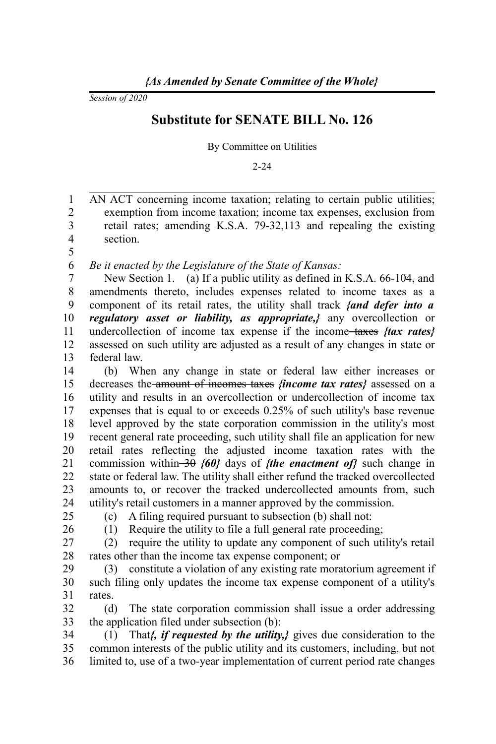*{As Amended by Senate Committee of the Whole}*

*Session of 2020*

# Substitute for SENATE BILL No. 126

By Committee on Utilities

2-24

AN ACT concerning income taxation; relating to certain public utilities; exemption from income taxation; income tax expenses, exclusion from retail rates; amending K.S.A. 79-32,113 and repealing the existing section.

*Be it enacted by the Legislature of the State of Kansas:*

New Section 1. (a) If a public utility as defined in K.S.A. 66-104, and amendments thereto, includes expenses related to income taxes as a component of its retail rates, the utility shall track ***{and defer into a regulatory asset or liability, as appropriate,}*** any overcollection or undercollection of income tax expense if the income ~~taxes~~ ***{tax rates}*** assessed on such utility are adjusted as a result of any changes in state or federal law.

(b) When any change in state or federal law either increases or decreases the ~~amount of incomes taxes~~ ***{income tax rates}*** assessed on a utility and results in an overcollection or undercollection of income tax expenses that is equal to or exceeds 0.25% of such utility's base revenue level approved by the state corporation commission in the utility's most recent general rate proceeding, such utility shall file an application for new retail rates reflecting the adjusted income taxation rates with the commission within ~~30~~ ***{60}*** days of ***{the enactment of}*** such change in state or federal law. The utility shall either refund the tracked overcollected amounts to, or recover the tracked undercollected amounts from, such utility's retail customers in a manner approved by the commission.

(c) A filing required pursuant to subsection (b) shall not:

(1) Require the utility to file a full general rate proceeding;

(2) require the utility to update any component of such utility's retail rates other than the income tax expense component; or

(3) constitute a violation of any existing rate moratorium agreement if such filing only updates the income tax expense component of a utility's rates.

(d) The state corporation commission shall issue a order addressing the application filed under subsection (b):

(1) That***{, if requested by the utility,}*** gives due consideration to the common interests of the public utility and its customers, including, but not limited to, use of a two-year implementation of current period rate changes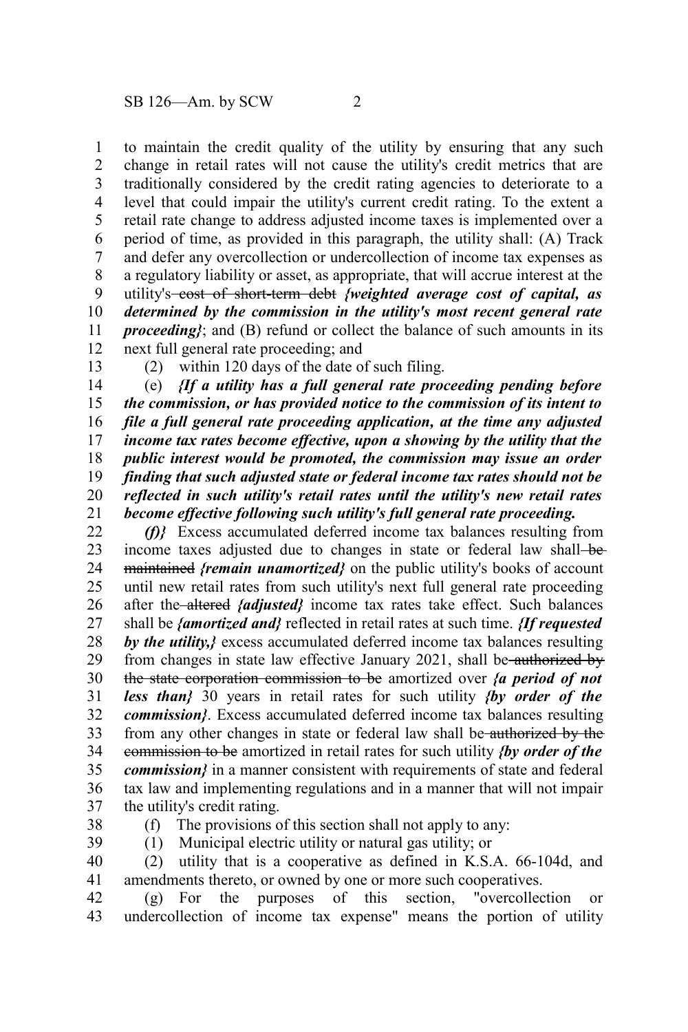to maintain the credit quality of the utility by ensuring that any such change in retail rates will not cause the utility's credit metrics that are traditionally considered by the credit rating agencies to deteriorate to a level that could impair the utility's current credit rating. To the extent a retail rate change to address adjusted income taxes is implemented over a period of time, as provided in this paragraph, the utility shall: (A) Track and defer any overcollection or undercollection of income tax expenses as a regulatory liability or asset, as appropriate, that will accrue interest at the utility's ~~cost of short-term debt~~ ***{weighted average cost of capital, as determined by the commission in the utility's most recent general rate proceeding}***; and (B) refund or collect the balance of such amounts in its next full general rate proceeding; and

(2) within 120 days of the date of such filing.

(e) ***{If a utility has a full general rate proceeding pending before the commission, or has provided notice to the commission of its intent to file a full general rate proceeding application, at the time any adjusted income tax rates become effective, upon a showing by the utility that the public interest would be promoted, the commission may issue an order finding that such adjusted state or federal income tax rates should not be reflected in such utility's retail rates until the utility's new retail rates become effective following such utility's full general rate proceeding.***

***(f)}*** Excess accumulated deferred income tax balances resulting from income taxes adjusted due to changes in state or federal law shall ~~be maintained~~ ***{remain unamortized}*** on the public utility's books of account until new retail rates from such utility's next full general rate proceeding after the ~~altered~~ ***{adjusted}*** income tax rates take effect. Such balances shall be ***{amortized and}*** reflected in retail rates at such time. ***{If requested by the utility,}*** excess accumulated deferred income tax balances resulting from changes in state law effective January 2021, shall be ~~authorized by the state corporation commission to be~~ amortized over ***{a period of not less than}*** 30 years in retail rates for such utility ***{by order of the commission}***. Excess accumulated deferred income tax balances resulting from any other changes in state or federal law shall be ~~authorized by the commission to be~~ amortized in retail rates for such utility ***{by order of the commission}*** in a manner consistent with requirements of state and federal tax law and implementing regulations and in a manner that will not impair the utility's credit rating.

(f) The provisions of this section shall not apply to any:

(1) Municipal electric utility or natural gas utility; or

(2) utility that is a cooperative as defined in K.S.A. 66-104d, and amendments thereto, or owned by one or more such cooperatives.

(g) For the purposes of this section, "overcollection or undercollection of income tax expense" means the portion of utility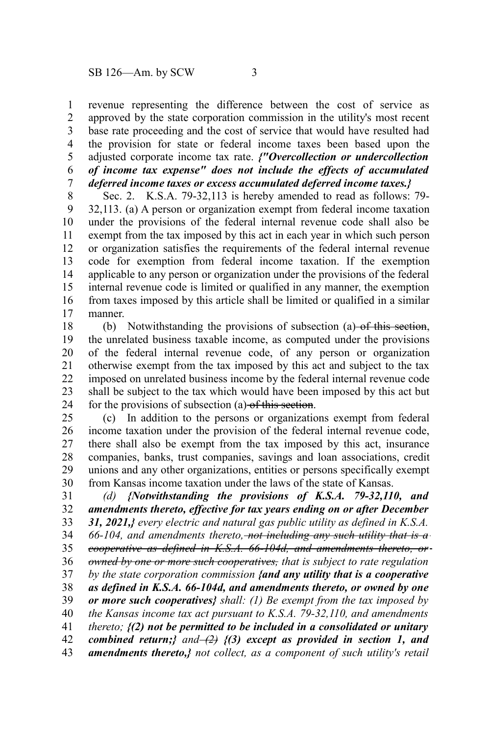revenue representing the difference between the cost of service as approved by the state corporation commission in the utility's most recent base rate proceeding and the cost of service that would have resulted had the provision for state or federal income taxes been based upon the adjusted corporate income tax rate. ***{"Overcollection or undercollection of income tax expense" does not include the effects of accumulated deferred income taxes or excess accumulated deferred income taxes.}***

Sec. 2. K.S.A. 79-32,113 is hereby amended to read as follows: 79-32,113. (a) A person or organization exempt from federal income taxation under the provisions of the federal internal revenue code shall also be exempt from the tax imposed by this act in each year in which such person or organization satisfies the requirements of the federal internal revenue code for exemption from federal income taxation. If the exemption applicable to any person or organization under the provisions of the federal internal revenue code is limited or qualified in any manner, the exemption from taxes imposed by this article shall be limited or qualified in a similar manner.

(b) Notwithstanding the provisions of subsection (a)~~ of this section~~, the unrelated business taxable income, as computed under the provisions of the federal internal revenue code, of any person or organization otherwise exempt from the tax imposed by this act and subject to the tax imposed on unrelated business income by the federal internal revenue code shall be subject to the tax which would have been imposed by this act but for the provisions of subsection (a)~~ of this section~~.

(c) In addition to the persons or organizations exempt from federal income taxation under the provision of the federal internal revenue code, there shall also be exempt from the tax imposed by this act, insurance companies, banks, trust companies, savings and loan associations, credit unions and any other organizations, entities or persons specifically exempt from Kansas income taxation under the laws of the state of Kansas.

*(d)* ***{Notwithstanding the provisions of K.S.A. 79-32,110, and amendments thereto, effective for tax years ending on or after December 31, 2021,}*** *every electric and natural gas public utility as defined in K.S.A. 66-104, and amendments thereto,~~ not including any such utility that is a cooperative as defined in K.S.A. 66-104d, and amendments thereto, or owned by one or more such cooperatives,~~ that is subject to rate regulation by the state corporation commission* ***{and any utility that is a cooperative as defined in K.S.A. 66-104d, and amendments thereto, or owned by one or more such cooperatives}*** *shall: (1) Be exempt from the tax imposed by the Kansas income tax act pursuant to K.S.A. 79-32,110, and amendments thereto;* ***{(2) not be permitted to be included in a consolidated or unitary combined return;}*** *and ~~(2)~~* ***{(3) except as provided in section 1, and amendments thereto,}*** *not collect, as a component of such utility's retail*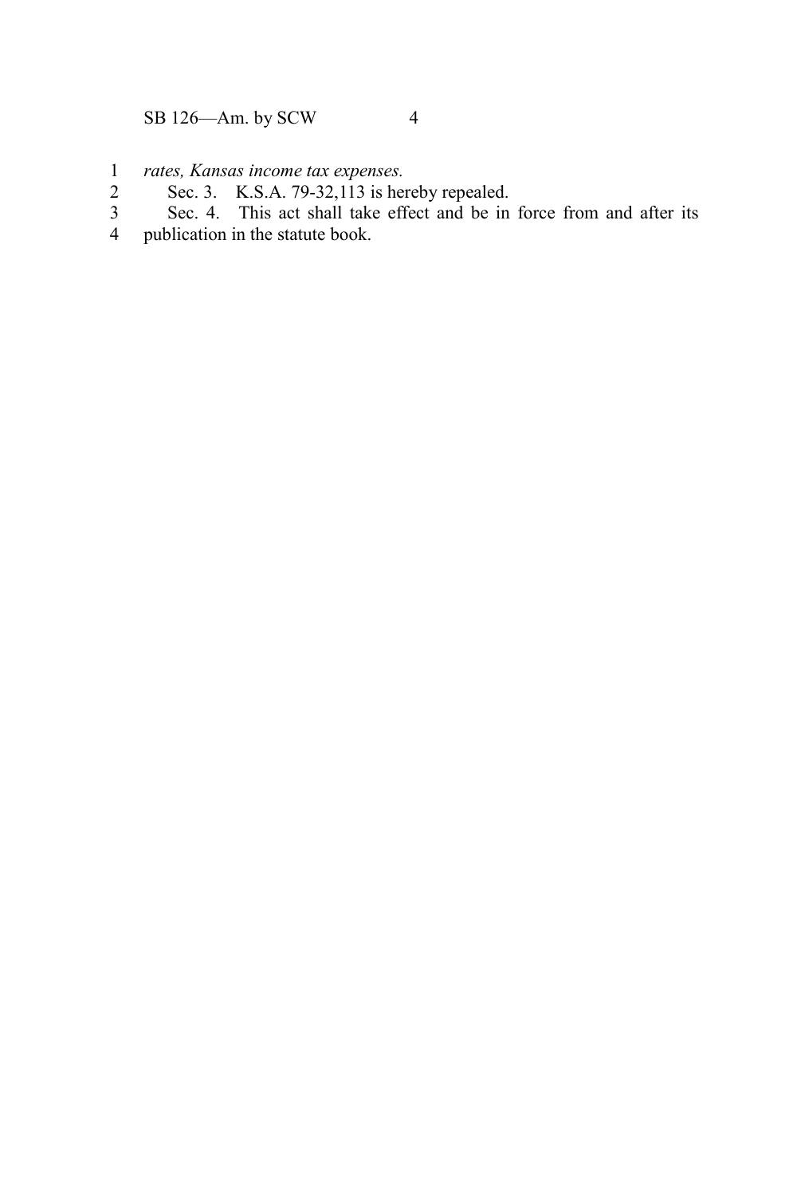*rates, Kansas income tax expenses.*

Sec. 3. K.S.A. 79-32,113 is hereby repealed.

Sec. 4. This act shall take effect and be in force from and after its publication in the statute book.